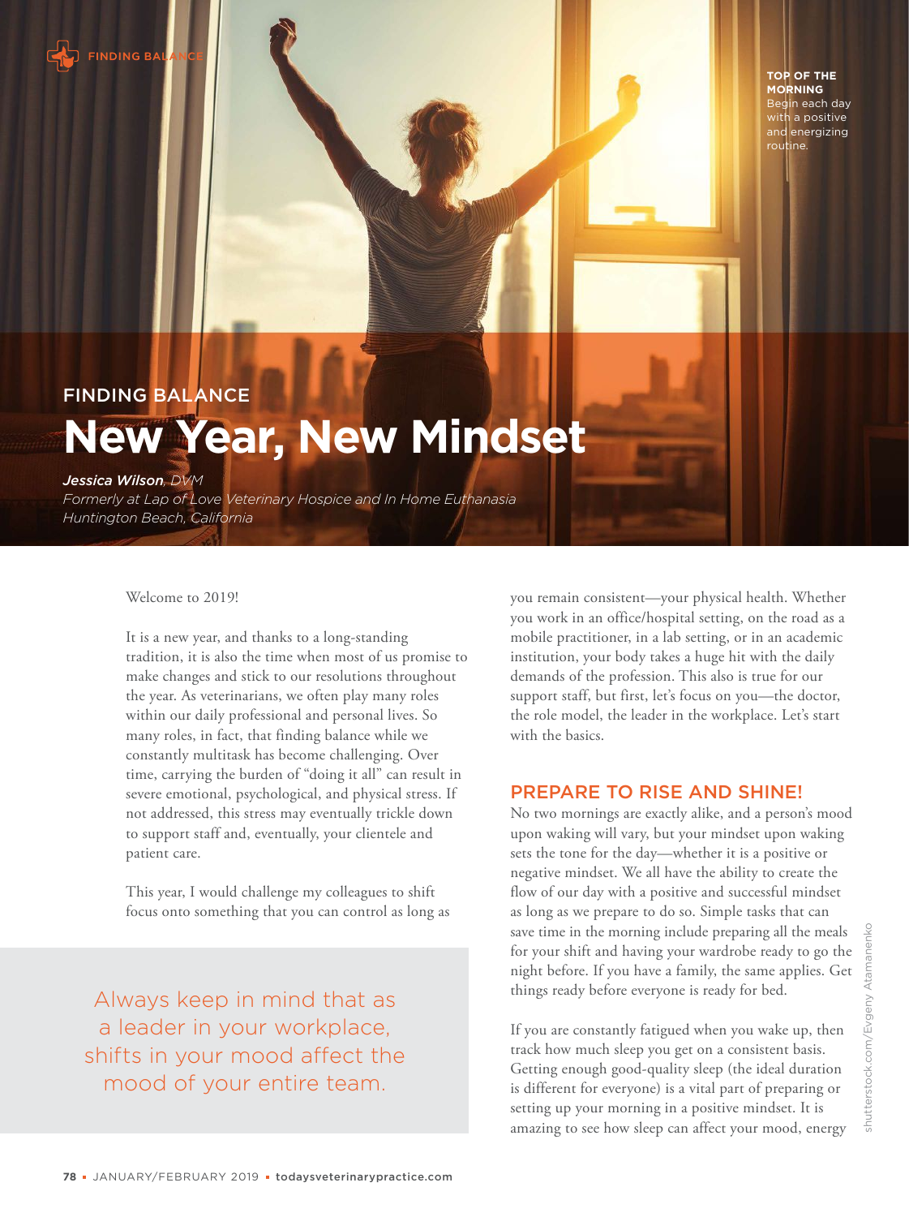FINDING BALANCE

# New Year, New Mindset

***Jessica Wilson**, DVM*
*Formerly at Lap of Love Veterinary Hospice and In Home Euthanasia*
*Huntington Beach, California*

**TOP OF THE MORNING**
Begin each day with a positive and energizing routine.

Welcome to 2019!

It is a new year, and thanks to a long-standing tradition, it is also the time when most of us promise to make changes and stick to our resolutions throughout the year. As veterinarians, we often play many roles within our daily professional and personal lives. So many roles, in fact, that finding balance while we constantly multitask has become challenging. Over time, carrying the burden of "doing it all" can result in severe emotional, psychological, and physical stress. If not addressed, this stress may eventually trickle down to support staff and, eventually, your clientele and patient care.

This year, I would challenge my colleagues to shift focus onto something that you can control as long as you remain consistent—your physical health. Whether you work in an office/hospital setting, on the road as a mobile practitioner, in a lab setting, or in an academic institution, your body takes a huge hit with the daily demands of the profession. This also is true for our support staff, but first, let's focus on you—the doctor, the role model, the leader in the workplace. Let's start with the basics.

> Always keep in mind that as a leader in your workplace, shifts in your mood affect the mood of your entire team.

## PREPARE TO RISE AND SHINE!

No two mornings are exactly alike, and a person's mood upon waking will vary, but your mindset upon waking sets the tone for the day—whether it is a positive or negative mindset. We all have the ability to create the flow of our day with a positive and successful mindset as long as we prepare to do so. Simple tasks that can save time in the morning include preparing all the meals for your shift and having your wardrobe ready to go the night before. If you have a family, the same applies. Get things ready before everyone is ready for bed.

If you are constantly fatigued when you wake up, then track how much sleep you get on a consistent basis. Getting enough good-quality sleep (the ideal duration is different for everyone) is a vital part of preparing or setting up your morning in a positive mindset. It is amazing to see how sleep can affect your mood, energy

shutterstock.com/Evgeny Atamanenko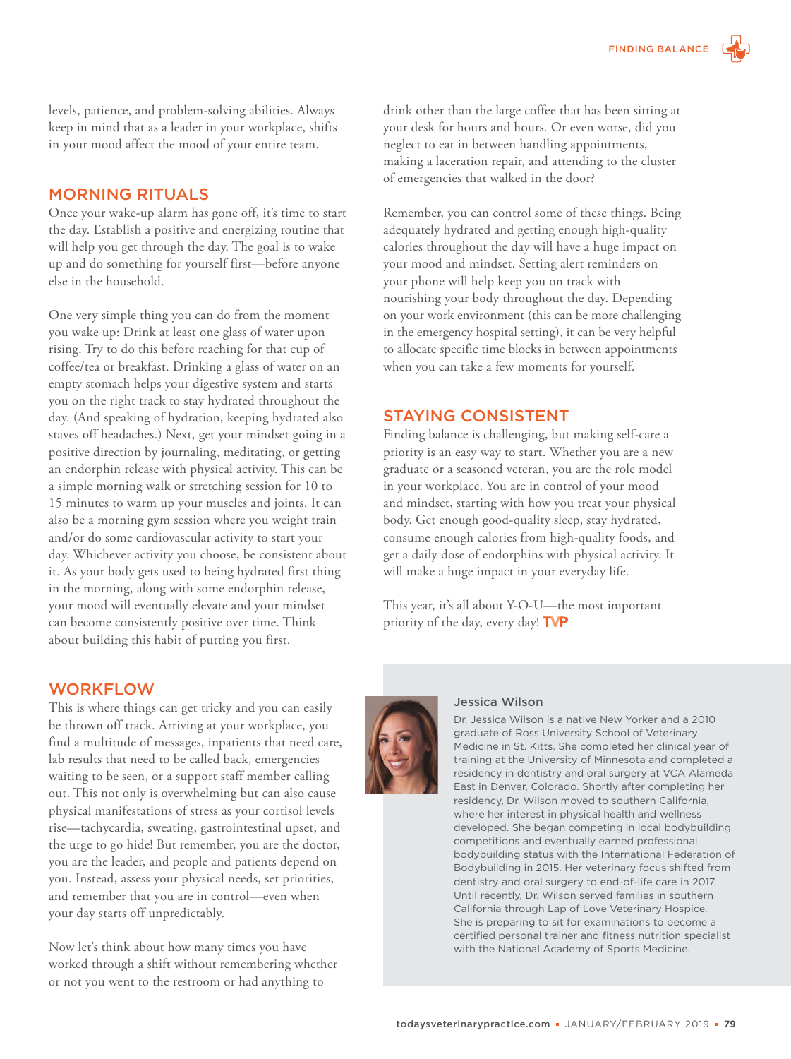levels, patience, and problem-solving abilities. Always keep in mind that as a leader in your workplace, shifts in your mood affect the mood of your entire team.

## MORNING RITUALS

Once your wake-up alarm has gone off, it's time to start the day. Establish a positive and energizing routine that will help you get through the day. The goal is to wake up and do something for yourself first—before anyone else in the household.

One very simple thing you can do from the moment you wake up: Drink at least one glass of water upon rising. Try to do this before reaching for that cup of coffee/tea or breakfast. Drinking a glass of water on an empty stomach helps your digestive system and starts you on the right track to stay hydrated throughout the day. (And speaking of hydration, keeping hydrated also staves off headaches.) Next, get your mindset going in a positive direction by journaling, meditating, or getting an endorphin release with physical activity. This can be a simple morning walk or stretching session for 10 to 15 minutes to warm up your muscles and joints. It can also be a morning gym session where you weight train and/or do some cardiovascular activity to start your day. Whichever activity you choose, be consistent about it. As your body gets used to being hydrated first thing in the morning, along with some endorphin release, your mood will eventually elevate and your mindset can become consistently positive over time. Think about building this habit of putting you first.

## WORKFLOW

This is where things can get tricky and you can easily be thrown off track. Arriving at your workplace, you find a multitude of messages, inpatients that need care, lab results that need to be called back, emergencies waiting to be seen, or a support staff member calling out. This not only is overwhelming but can also cause physical manifestations of stress as your cortisol levels rise—tachycardia, sweating, gastrointestinal upset, and the urge to go hide! But remember, you are the doctor, you are the leader, and people and patients depend on you. Instead, assess your physical needs, set priorities, and remember that you are in control—even when your day starts off unpredictably.

Now let's think about how many times you have worked through a shift without remembering whether or not you went to the restroom or had anything to drink other than the large coffee that has been sitting at your desk for hours and hours. Or even worse, did you neglect to eat in between handling appointments, making a laceration repair, and attending to the cluster of emergencies that walked in the door?

Remember, you can control some of these things. Being adequately hydrated and getting enough high-quality calories throughout the day will have a huge impact on your mood and mindset. Setting alert reminders on your phone will help keep you on track with nourishing your body throughout the day. Depending on your work environment (this can be more challenging in the emergency hospital setting), it can be very helpful to allocate specific time blocks in between appointments when you can take a few moments for yourself.

## STAYING CONSISTENT

Finding balance is challenging, but making self-care a priority is an easy way to start. Whether you are a new graduate or a seasoned veteran, you are the role model in your workplace. You are in control of your mood and mindset, starting with how you treat your physical body. Get enough good-quality sleep, stay hydrated, consume enough calories from high-quality foods, and get a daily dose of endorphins with physical activity. It will make a huge impact in your everyday life.

This year, it's all about Y-O-U—the most important priority of the day, every day! **TVP**

---

**Jessica Wilson**

Dr. Jessica Wilson is a native New Yorker and a 2010 graduate of Ross University School of Veterinary Medicine in St. Kitts. She completed her clinical year of training at the University of Minnesota and completed a residency in dentistry and oral surgery at VCA Alameda East in Denver, Colorado. Shortly after completing her residency, Dr. Wilson moved to southern California, where her interest in physical health and wellness developed. She began competing in local bodybuilding competitions and eventually earned professional bodybuilding status with the International Federation of Bodybuilding in 2015. Her veterinary focus shifted from dentistry and oral surgery to end-of-life care in 2017. Until recently, Dr. Wilson served families in southern California through Lap of Love Veterinary Hospice. She is preparing to sit for examinations to become a certified personal trainer and fitness nutrition specialist with the National Academy of Sports Medicine.